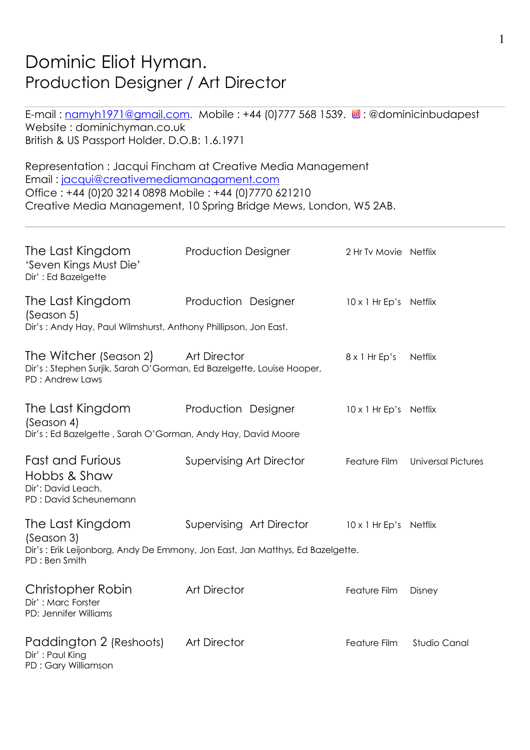# Dominic Eliot Hyman.
## Production Designer / Art Director

E-mail : namyh1971@gmail.com. Mobile : +44 (0)777 568 1539. : @dominicinbudapest
Website : dominichyman.co.uk
British & US Passport Holder. D.O.B: 1.6.1971

Representation : Jacqui Fincham at Creative Media Management
Email : jacqui@creativemediamanagament.com
Office : +44 (0)20 3214 0898 Mobile : +44 (0)7770 621210
Creative Media Management, 10 Spring Bridge Mews, London, W5 2AB.

---

**The Last Kingdom** 'Seven Kings Must Die' — Production Designer — 2 Hr Tv Movie — Netflix
Dir' : Ed Bazelgette

**The Last Kingdom** (Season 5) — Production Designer — 10 x 1 Hr Ep's — Netflix
Dir's : Andy Hay, Paul Wilmshurst, Anthony Phillipson, Jon East.

**The Witcher** (Season 2) — Art Director — 8 x 1 Hr Ep's — Netflix
Dir's : Stephen Surjik, Sarah O'Gorman, Ed Bazelgette, Louise Hooper,
PD : Andrew Laws

**The Last Kingdom** (Season 4) — Production Designer — 10 x 1 Hr Ep's — Netflix
Dir's : Ed Bazelgette , Sarah O'Gorman, Andy Hay, David Moore

**Fast and Furious Hobbs & Shaw** — Supervising Art Director — Feature Film — Universal Pictures
Dir': David Leach.
PD : David Scheunemann

**The Last Kingdom** (Season 3) — Supervising Art Director — 10 x 1 Hr Ep's — Netflix
Dir's : Erik Leijonborg, Andy De Emmony, Jon East, Jan Matthys, Ed Bazelgette.
PD : Ben Smith

**Christopher Robin** — Art Director — Feature Film — Disney
Dir' : Marc Forster
PD: Jennifer Williams

**Paddington 2** (Reshoots) — Art Director — Feature Film — Studio Canal
Dir' : Paul King
PD : Gary Williamson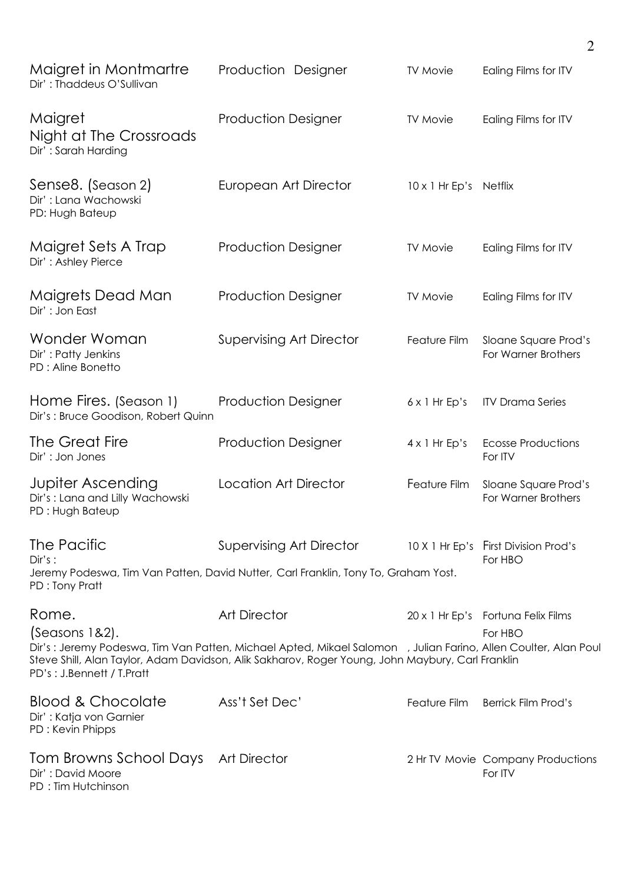| Title | Role | Format | Company |
|---|---|---|---|
| Maigret in Montmartre<br>Dir' : Thaddeus O'Sullivan | Production Designer | TV Movie | Ealing Films for ITV |
| Maigret<br>Night at The Crossroads<br>Dir' : Sarah Harding | Production Designer | TV Movie | Ealing Films for ITV |
| Sense8. (Season 2)<br>Dir' : Lana Wachowski<br>PD: Hugh Bateup | European Art Director | 10 x 1 Hr Ep's | Netflix |
| Maigret Sets A Trap<br>Dir' : Ashley Pierce | Production Designer | TV Movie | Ealing Films for ITV |
| Maigrets Dead Man<br>Dir' : Jon East | Production Designer | TV Movie | Ealing Films for ITV |
| Wonder Woman<br>Dir' : Patty Jenkins<br>PD : Aline Bonetto | Supervising Art Director | Feature Film | Sloane Square Prod's For Warner Brothers |
| Home Fires. (Season 1)<br>Dir's : Bruce Goodison, Robert Quinn | Production Designer | 6 x 1 Hr Ep's | ITV Drama Series |
| The Great Fire<br>Dir' : Jon Jones | Production Designer | 4 x 1 Hr Ep's | Ecosse Productions For ITV |
| Jupiter Ascending<br>Dir's : Lana and Lilly Wachowski<br>PD : Hugh Bateup | Location Art Director | Feature Film | Sloane Square Prod's For Warner Brothers |
| The Pacific<br>Dir's :<br>Jeremy Podeswa, Tim Van Patten, David Nutter, Carl Franklin, Tony To, Graham Yost.<br>PD : Tony Pratt | Supervising Art Director | 10 X 1 Hr Ep's | First Division Prod's For HBO |
| Rome.<br>(Seasons 1&2).<br>Dir's : Jeremy Podeswa, Tim Van Patten, Michael Apted, Mikael Salomon , Julian Farino, Allen Coulter, Alan Poul Steve Shill, Alan Taylor, Adam Davidson, Alik Sakharov, Roger Young, John Maybury, Carl Franklin<br>PD's : J.Bennett / T.Pratt | Art Director | 20 x 1 Hr Ep's | Fortuna Felix Films For HBO |
| Blood & Chocolate<br>Dir' : Katja von Garnier<br>PD : Kevin Phipps | Ass't Set Dec' | Feature Film | Berrick Film Prod's |
| Tom Browns School Days<br>Dir' : David Moore<br>PD : Tim Hutchinson | Art Director | 2 Hr TV Movie | Company Productions For ITV |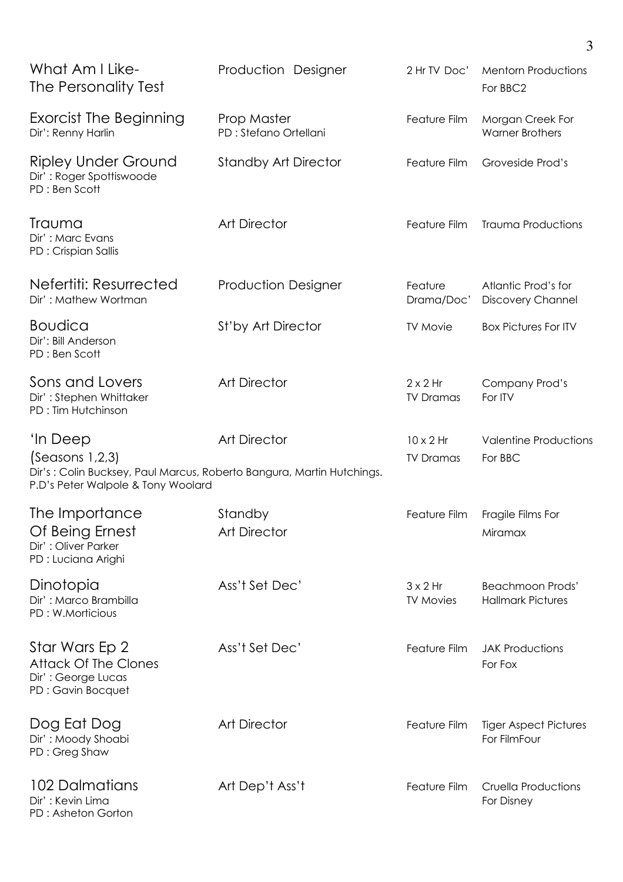| Production | Role | Format | Company |
|---|---|---|---|
| What Am I Like- The Personality Test | Production Designer | 2 Hr TV Doc' | Mentorn Productions For BBC2 |
| Exorcist The Beginning<br>Dir': Renny Harlin | Prop Master<br>PD : Stefano Ortellani | Feature Film | Morgan Creek For Warner Brothers |
| Ripley Under Ground<br>Dir' : Roger Spottiswoode<br>PD : Ben Scott | Standby Art Director | Feature Film | Groveside Prod's |
| Trauma<br>Dir' : Marc Evans<br>PD : Crispian Sallis | Art Director | Feature Film | Trauma Productions |
| Nefertiti: Resurrected<br>Dir' : Mathew Wortman | Production Designer | Feature Drama/Doc' | Atlantic Prod's for Discovery Channel |
| Boudica<br>Dir': Bill Anderson<br>PD : Ben Scott | St'by Art Director | TV Movie | Box Pictures For ITV |
| Sons and Lovers<br>Dir' : Stephen Whittaker<br>PD : Tim Hutchinson | Art Director | 2 x 2 Hr TV Dramas | Company Prod's For ITV |
| 'In Deep (Seasons 1,2,3)<br>Dir's : Colin Bucksey, Paul Marcus, Roberto Bangura, Martin Hutchings.<br>P.D's Peter Walpole & Tony Woolard | Art Director | 10 x 2 Hr TV Dramas | Valentine Productions For BBC |
| The Importance Of Being Ernest<br>Dir' : Oliver Parker<br>PD : Luciana Arighi | Standby Art Director | Feature Film | Fragile Films For Miramax |
| Dinotopia<br>Dir' : Marco Brambilla<br>PD : W.Morticious | Ass't Set Dec' | 3 x 2 Hr TV Movies | Beachmoon Prods' Hallmark Pictures |
| Star Wars Ep 2 Attack Of The Clones<br>Dir' : George Lucas<br>PD : Gavin Bocquet | Ass't Set Dec' | Feature Film | JAK Productions For Fox |
| Dog Eat Dog<br>Dir' : Moody Shoabi<br>PD : Greg Shaw | Art Director | Feature Film | Tiger Aspect Pictures For FilmFour |
| 102 Dalmatians<br>Dir' : Kevin Lima<br>PD : Asheton Gorton | Art Dep't Ass't | Feature Film | Cruella Productions For Disney |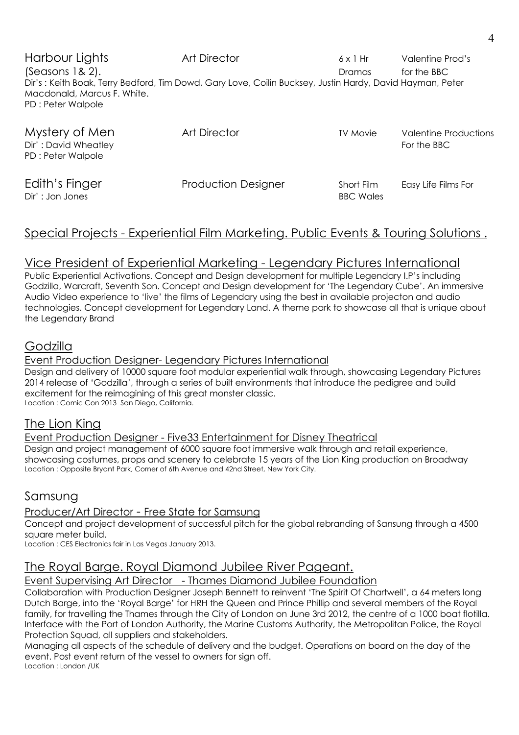| | | | |
|---|---|---|---|
| Harbour Lights (Seasons 1& 2). | Art Director | 6 x 1 Hr Dramas | Valentine Prod's for the BBC |

Dir's : Keith Boak, Terry Bedford, Tim Dowd, Gary Love, Coilin Bucksey, Justin Hardy, David Hayman, Peter Macdonald, Marcus F. White.
PD : Peter Walpole

| | | | |
|---|---|---|---|
| Mystery of Men | Art Director | TV Movie | Valentine Productions For the BBC |

Dir' : David Wheatley
PD : Peter Walpole

| | | | |
|---|---|---|---|
| Edith's Finger | Production Designer | Short Film BBC Wales | Easy Life Films For |

Dir' : Jon Jones

## Special Projects - Experiential Film Marketing. Public Events & Touring Solutions .

## Vice President of Experiential Marketing - Legendary Pictures International

Public Experiential Activations. Concept and Design development for multiple Legendary I.P's including Godzilla, Warcraft, Seventh Son. Concept and Design development for 'The Legendary Cube'. An immersive Audio Video experience to 'live' the films of Legendary using the best in available projecton and audio technologies. Concept development for Legendary Land. A theme park to showcase all that is unique about the Legendary Brand

## Godzilla

### Event Production Designer- Legendary Pictures International

Design and delivery of 10000 square foot modular experiential walk through, showcasing Legendary Pictures 2014 release of 'Godzilla', through a series of built environments that introduce the pedigree and build excitement for the reimagining of this great monster classic.
Location : Comic Con 2013 San Diego, California.

## The Lion King

### Event Production Designer - Five33 Entertainment for Disney Theatrical

Design and project management of 6000 square foot immersive walk through and retail experience, showcasing costumes, props and scenery to celebrate 15 years of the Lion King production on Broadway
Location : Opposite Bryant Park, Corner of 6th Avenue and 42nd Street, New York City.

## Samsung

### Producer/Art Director - Free State for Samsung

Concept and project development of successful pitch for the global rebranding of Sansung through a 4500 square meter build.
Location : CES Electronics fair in Las Vegas January 2013.

## The Royal Barge. Royal Diamond Jubilee River Pageant.

### Event Supervising Art Director - Thames Diamond Jubilee Foundation

Collaboration with Production Designer Joseph Bennett to reinvent 'The Spirit Of Chartwell', a 64 meters long Dutch Barge, into the 'Royal Barge' for HRH the Queen and Prince Phillip and several members of the Royal family, for travelling the Thames through the City of London on June 3rd 2012, the centre of a 1000 boat flotilla. Interface with the Port of London Authority, the Marine Customs Authority, the Metropolitan Police, the Royal Protection Squad, all suppliers and stakeholders.
Managing all aspects of the schedule of delivery and the budget. Operations on board on the day of the event. Post event return of the vessel to owners for sign off.
Location : London /UK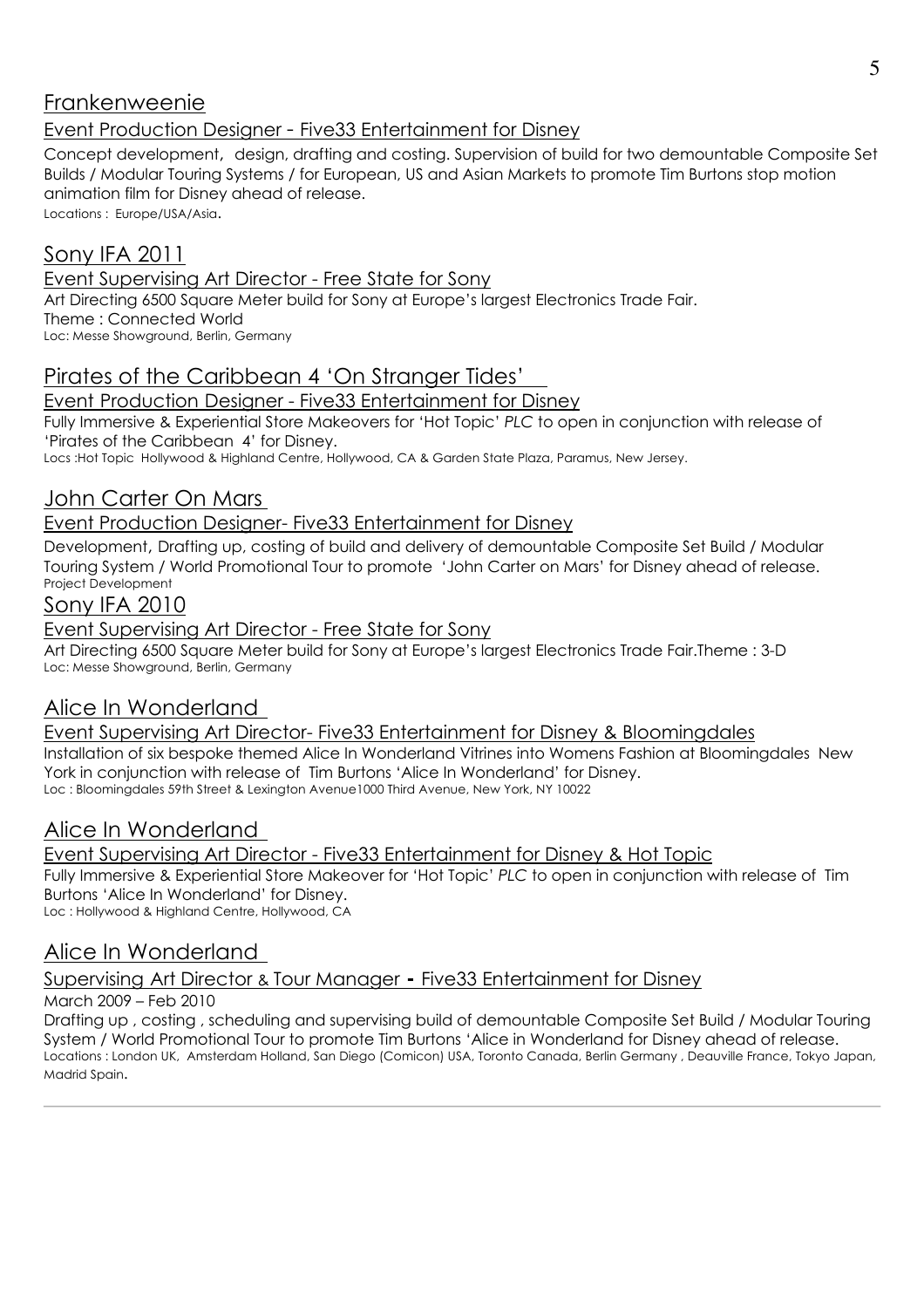## Frankenweenie

### Event Production Designer - Five33 Entertainment for Disney

Concept development, design, drafting and costing. Supervision of build for two demountable Composite Set Builds / Modular Touring Systems / for European, US and Asian Markets to promote Tim Burtons stop motion animation film for Disney ahead of release.

Locations : Europe/USA/Asia.

## Sony IFA 2011

### Event Supervising Art Director - Free State for Sony

Art Directing 6500 Square Meter build for Sony at Europe's largest Electronics Trade Fair.

Theme : Connected World

Loc: Messe Showground, Berlin, Germany

## Pirates of the Caribbean 4 'On Stranger Tides'

### Event Production Designer - Five33 Entertainment for Disney

Fully Immersive & Experiential Store Makeovers for 'Hot Topic' *PLC* to open in conjunction with release of 'Pirates of the Caribbean 4' for Disney.

Locs :Hot Topic Hollywood & Highland Centre, Hollywood, CA & Garden State Plaza, Paramus, New Jersey.

## John Carter On Mars

### Event Production Designer- Five33 Entertainment for Disney

Development, Drafting up, costing of build and delivery of demountable Composite Set Build / Modular Touring System / World Promotional Tour to promote 'John Carter on Mars' for Disney ahead of release.

Project Development

## Sony IFA 2010

### Event Supervising Art Director - Free State for Sony

Art Directing 6500 Square Meter build for Sony at Europe's largest Electronics Trade Fair.Theme : 3-D

Loc: Messe Showground, Berlin, Germany

## Alice In Wonderland

### Event Supervising Art Director- Five33 Entertainment for Disney & Bloomingdales

Installation of six bespoke themed Alice In Wonderland Vitrines into Womens Fashion at Bloomingdales New York in conjunction with release of Tim Burtons 'Alice In Wonderland' for Disney.

Loc : Bloomingdales 59th Street & Lexington Avenue1000 Third Avenue, New York, NY 10022

## Alice In Wonderland

### Event Supervising Art Director - Five33 Entertainment for Disney & Hot Topic

Fully Immersive & Experiential Store Makeover for 'Hot Topic' *PLC* to open in conjunction with release of Tim Burtons 'Alice In Wonderland' for Disney.

Loc : Hollywood & Highland Centre, Hollywood, CA

## Alice In Wonderland

### Supervising Art Director & Tour Manager - Five33 Entertainment for Disney

March 2009 – Feb 2010

Drafting up , costing , scheduling and supervising build of demountable Composite Set Build / Modular Touring System / World Promotional Tour to promote Tim Burtons 'Alice in Wonderland for Disney ahead of release.

Locations : London UK, Amsterdam Holland, San Diego (Comicon) USA, Toronto Canada, Berlin Germany , Deauville France, Tokyo Japan, Madrid Spain.